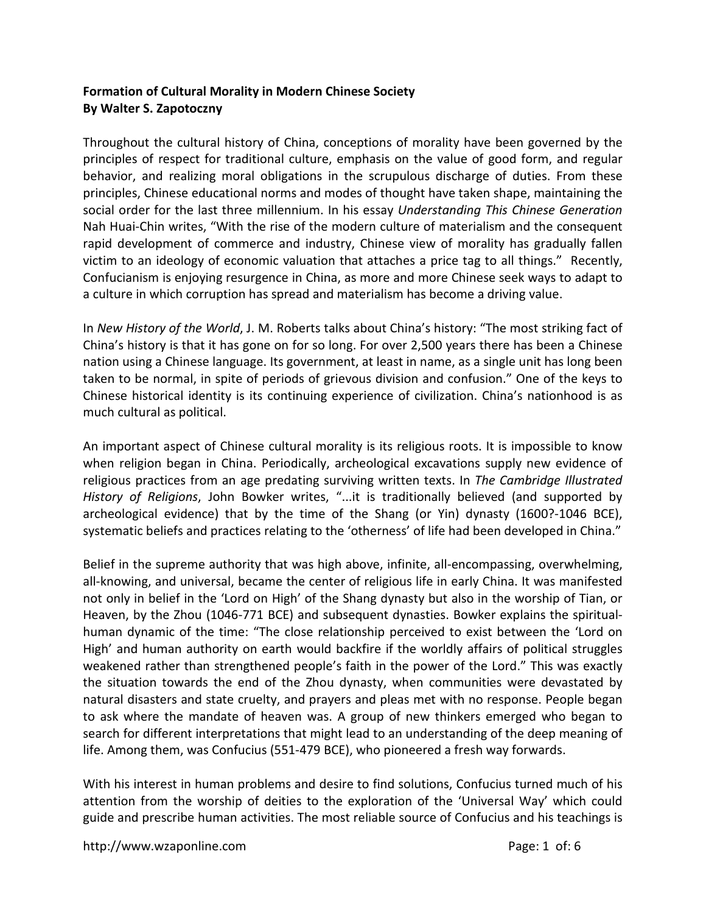**Formation of Cultural Morality in Modern Chinese Society**
**By Walter S. Zapotoczny**

Throughout the cultural history of China, conceptions of morality have been governed by the principles of respect for traditional culture, emphasis on the value of good form, and regular behavior, and realizing moral obligations in the scrupulous discharge of duties. From these principles, Chinese educational norms and modes of thought have taken shape, maintaining the social order for the last three millennium. In his essay *Understanding This Chinese Generation* Nah Huai-Chin writes, "With the rise of the modern culture of materialism and the consequent rapid development of commerce and industry, Chinese view of morality has gradually fallen victim to an ideology of economic valuation that attaches a price tag to all things." Recently, Confucianism is enjoying resurgence in China, as more and more Chinese seek ways to adapt to a culture in which corruption has spread and materialism has become a driving value.

In *New History of the World*, J. M. Roberts talks about China's history: "The most striking fact of China's history is that it has gone on for so long. For over 2,500 years there has been a Chinese nation using a Chinese language. Its government, at least in name, as a single unit has long been taken to be normal, in spite of periods of grievous division and confusion." One of the keys to Chinese historical identity is its continuing experience of civilization. China's nationhood is as much cultural as political.

An important aspect of Chinese cultural morality is its religious roots. It is impossible to know when religion began in China. Periodically, archeological excavations supply new evidence of religious practices from an age predating surviving written texts. In *The Cambridge Illustrated History of Religions*, John Bowker writes, "...it is traditionally believed (and supported by archeological evidence) that by the time of the Shang (or Yin) dynasty (1600?-1046 BCE), systematic beliefs and practices relating to the 'otherness' of life had been developed in China."

Belief in the supreme authority that was high above, infinite, all-encompassing, overwhelming, all-knowing, and universal, became the center of religious life in early China. It was manifested not only in belief in the 'Lord on High' of the Shang dynasty but also in the worship of Tian, or Heaven, by the Zhou (1046-771 BCE) and subsequent dynasties. Bowker explains the spiritual-human dynamic of the time: "The close relationship perceived to exist between the 'Lord on High' and human authority on earth would backfire if the worldly affairs of political struggles weakened rather than strengthened people's faith in the power of the Lord." This was exactly the situation towards the end of the Zhou dynasty, when communities were devastated by natural disasters and state cruelty, and prayers and pleas met with no response. People began to ask where the mandate of heaven was. A group of new thinkers emerged who began to search for different interpretations that might lead to an understanding of the deep meaning of life. Among them, was Confucius (551-479 BCE), who pioneered a fresh way forwards.

With his interest in human problems and desire to find solutions, Confucius turned much of his attention from the worship of deities to the exploration of the 'Universal Way' which could guide and prescribe human activities. The most reliable source of Confucius and his teachings is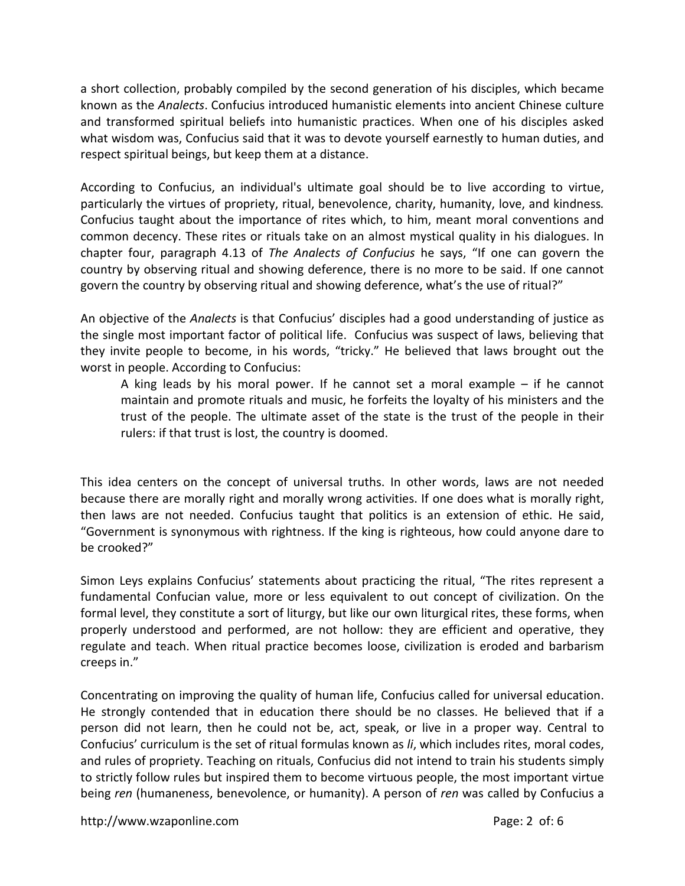a short collection, probably compiled by the second generation of his disciples, which became known as the *Analects*. Confucius introduced humanistic elements into ancient Chinese culture and transformed spiritual beliefs into humanistic practices. When one of his disciples asked what wisdom was, Confucius said that it was to devote yourself earnestly to human duties, and respect spiritual beings, but keep them at a distance.

According to Confucius, an individual's ultimate goal should be to live according to virtue, particularly the virtues of propriety, ritual, benevolence, charity, humanity, love, and kindness. Confucius taught about the importance of rites which, to him, meant moral conventions and common decency. These rites or rituals take on an almost mystical quality in his dialogues. In chapter four, paragraph 4.13 of *The Analects of Confucius* he says, "If one can govern the country by observing ritual and showing deference, there is no more to be said. If one cannot govern the country by observing ritual and showing deference, what's the use of ritual?"

An objective of the *Analects* is that Confucius' disciples had a good understanding of justice as the single most important factor of political life. Confucius was suspect of laws, believing that they invite people to become, in his words, "tricky." He believed that laws brought out the worst in people. According to Confucius:

> A king leads by his moral power. If he cannot set a moral example – if he cannot maintain and promote rituals and music, he forfeits the loyalty of his ministers and the trust of the people. The ultimate asset of the state is the trust of the people in their rulers: if that trust is lost, the country is doomed.

This idea centers on the concept of universal truths. In other words, laws are not needed because there are morally right and morally wrong activities. If one does what is morally right, then laws are not needed. Confucius taught that politics is an extension of ethic. He said, "Government is synonymous with rightness. If the king is righteous, how could anyone dare to be crooked?"

Simon Leys explains Confucius' statements about practicing the ritual, "The rites represent a fundamental Confucian value, more or less equivalent to out concept of civilization. On the formal level, they constitute a sort of liturgy, but like our own liturgical rites, these forms, when properly understood and performed, are not hollow: they are efficient and operative, they regulate and teach. When ritual practice becomes loose, civilization is eroded and barbarism creeps in."

Concentrating on improving the quality of human life, Confucius called for universal education. He strongly contended that in education there should be no classes. He believed that if a person did not learn, then he could not be, act, speak, or live in a proper way. Central to Confucius' curriculum is the set of ritual formulas known as *li*, which includes rites, moral codes, and rules of propriety. Teaching on rituals, Confucius did not intend to train his students simply to strictly follow rules but inspired them to become virtuous people, the most important virtue being *ren* (humaneness, benevolence, or humanity). A person of *ren* was called by Confucius a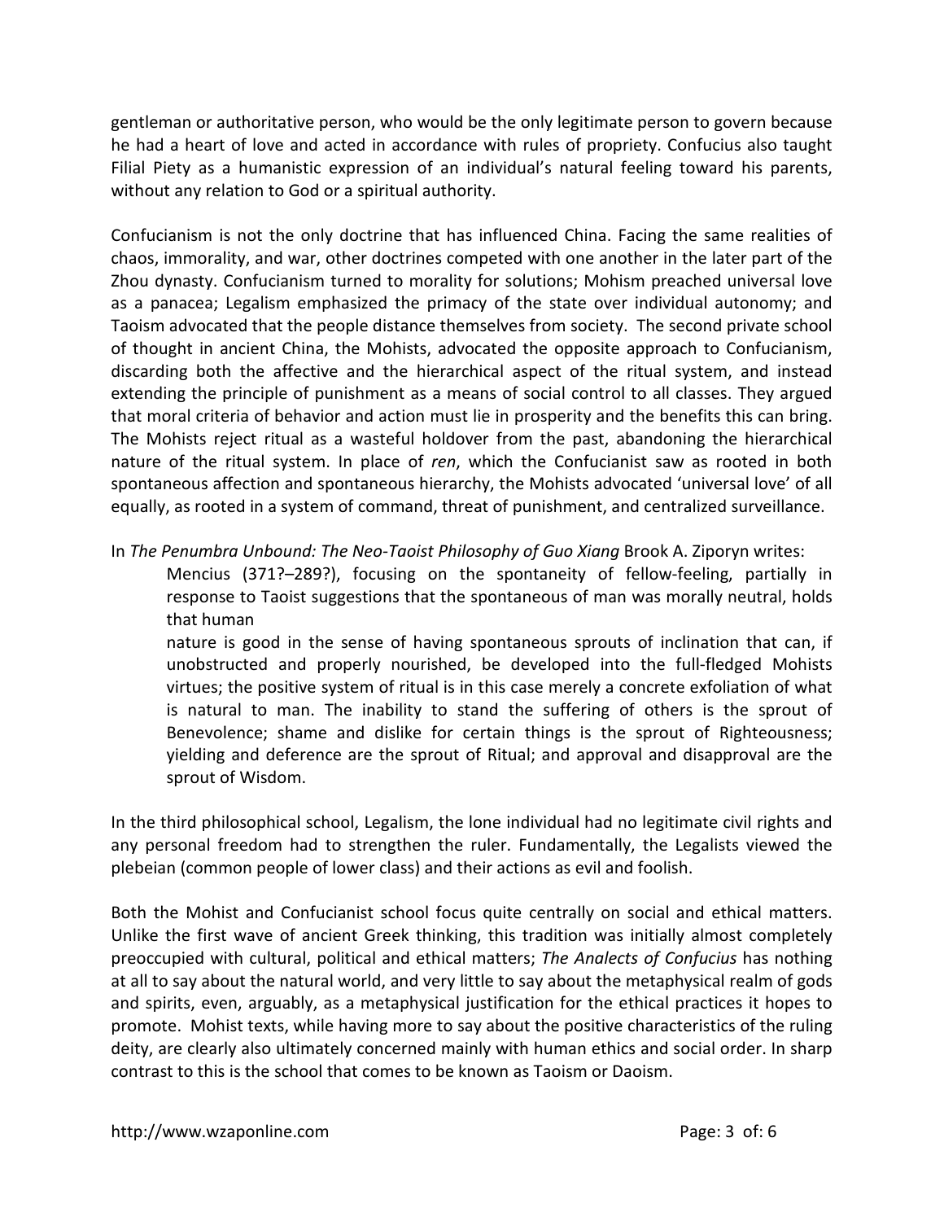gentleman or authoritative person, who would be the only legitimate person to govern because he had a heart of love and acted in accordance with rules of propriety. Confucius also taught Filial Piety as a humanistic expression of an individual's natural feeling toward his parents, without any relation to God or a spiritual authority.

Confucianism is not the only doctrine that has influenced China. Facing the same realities of chaos, immorality, and war, other doctrines competed with one another in the later part of the Zhou dynasty. Confucianism turned to morality for solutions; Mohism preached universal love as a panacea; Legalism emphasized the primacy of the state over individual autonomy; and Taoism advocated that the people distance themselves from society. The second private school of thought in ancient China, the Mohists, advocated the opposite approach to Confucianism, discarding both the affective and the hierarchical aspect of the ritual system, and instead extending the principle of punishment as a means of social control to all classes. They argued that moral criteria of behavior and action must lie in prosperity and the benefits this can bring. The Mohists reject ritual as a wasteful holdover from the past, abandoning the hierarchical nature of the ritual system. In place of *ren*, which the Confucianist saw as rooted in both spontaneous affection and spontaneous hierarchy, the Mohists advocated 'universal love' of all equally, as rooted in a system of command, threat of punishment, and centralized surveillance.

In *The Penumbra Unbound: The Neo-Taoist Philosophy of Guo Xiang* Brook A. Ziporyn writes:

> Mencius (371?–289?), focusing on the spontaneity of fellow-feeling, partially in response to Taoist suggestions that the spontaneous of man was morally neutral, holds that human nature is good in the sense of having spontaneous sprouts of inclination that can, if unobstructed and properly nourished, be developed into the full-fledged Mohists virtues; the positive system of ritual is in this case merely a concrete exfoliation of what is natural to man. The inability to stand the suffering of others is the sprout of Benevolence; shame and dislike for certain things is the sprout of Righteousness; yielding and deference are the sprout of Ritual; and approval and disapproval are the sprout of Wisdom.

In the third philosophical school, Legalism, the lone individual had no legitimate civil rights and any personal freedom had to strengthen the ruler. Fundamentally, the Legalists viewed the plebeian (common people of lower class) and their actions as evil and foolish.

Both the Mohist and Confucianist school focus quite centrally on social and ethical matters. Unlike the first wave of ancient Greek thinking, this tradition was initially almost completely preoccupied with cultural, political and ethical matters; *The Analects of Confucius* has nothing at all to say about the natural world, and very little to say about the metaphysical realm of gods and spirits, even, arguably, as a metaphysical justification for the ethical practices it hopes to promote. Mohist texts, while having more to say about the positive characteristics of the ruling deity, are clearly also ultimately concerned mainly with human ethics and social order. In sharp contrast to this is the school that comes to be known as Taoism or Daoism.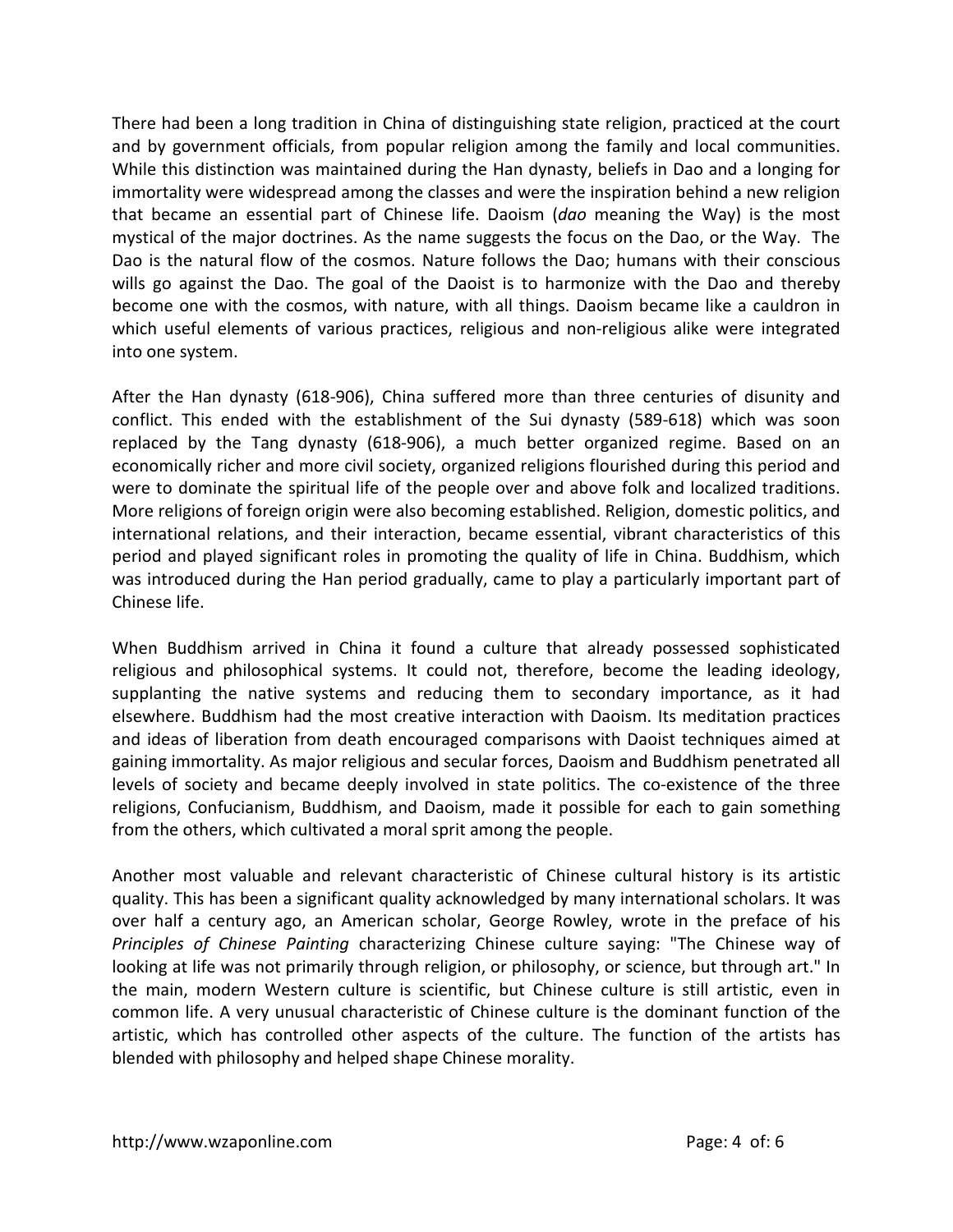There had been a long tradition in China of distinguishing state religion, practiced at the court and by government officials, from popular religion among the family and local communities. While this distinction was maintained during the Han dynasty, beliefs in Dao and a longing for immortality were widespread among the classes and were the inspiration behind a new religion that became an essential part of Chinese life. Daoism (*dao* meaning the Way) is the most mystical of the major doctrines. As the name suggests the focus on the Dao, or the Way. The Dao is the natural flow of the cosmos. Nature follows the Dao; humans with their conscious wills go against the Dao. The goal of the Daoist is to harmonize with the Dao and thereby become one with the cosmos, with nature, with all things. Daoism became like a cauldron in which useful elements of various practices, religious and non-religious alike were integrated into one system.

After the Han dynasty (618-906), China suffered more than three centuries of disunity and conflict. This ended with the establishment of the Sui dynasty (589-618) which was soon replaced by the Tang dynasty (618-906), a much better organized regime. Based on an economically richer and more civil society, organized religions flourished during this period and were to dominate the spiritual life of the people over and above folk and localized traditions. More religions of foreign origin were also becoming established. Religion, domestic politics, and international relations, and their interaction, became essential, vibrant characteristics of this period and played significant roles in promoting the quality of life in China. Buddhism, which was introduced during the Han period gradually, came to play a particularly important part of Chinese life.

When Buddhism arrived in China it found a culture that already possessed sophisticated religious and philosophical systems. It could not, therefore, become the leading ideology, supplanting the native systems and reducing them to secondary importance, as it had elsewhere. Buddhism had the most creative interaction with Daoism. Its meditation practices and ideas of liberation from death encouraged comparisons with Daoist techniques aimed at gaining immortality. As major religious and secular forces, Daoism and Buddhism penetrated all levels of society and became deeply involved in state politics. The co-existence of the three religions, Confucianism, Buddhism, and Daoism, made it possible for each to gain something from the others, which cultivated a moral sprit among the people.

Another most valuable and relevant characteristic of Chinese cultural history is its artistic quality. This has been a significant quality acknowledged by many international scholars. It was over half a century ago, an American scholar, George Rowley, wrote in the preface of his *Principles of Chinese Painting* characterizing Chinese culture saying: "The Chinese way of looking at life was not primarily through religion, or philosophy, or science, but through art." In the main, modern Western culture is scientific, but Chinese culture is still artistic, even in common life. A very unusual characteristic of Chinese culture is the dominant function of the artistic, which has controlled other aspects of the culture. The function of the artists has blended with philosophy and helped shape Chinese morality.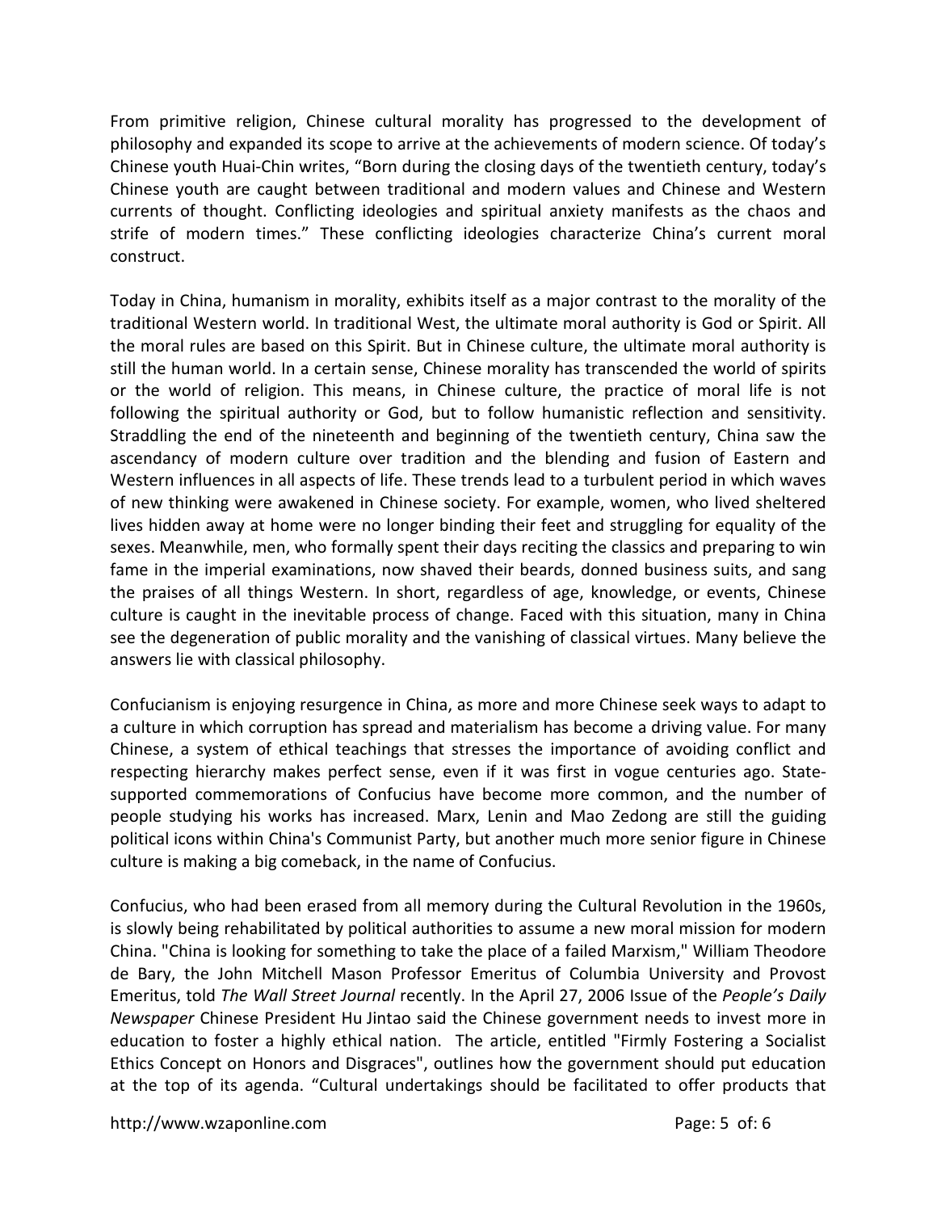From primitive religion, Chinese cultural morality has progressed to the development of philosophy and expanded its scope to arrive at the achievements of modern science. Of today's Chinese youth Huai-Chin writes, "Born during the closing days of the twentieth century, today's Chinese youth are caught between traditional and modern values and Chinese and Western currents of thought. Conflicting ideologies and spiritual anxiety manifests as the chaos and strife of modern times." These conflicting ideologies characterize China's current moral construct.

Today in China, humanism in morality, exhibits itself as a major contrast to the morality of the traditional Western world. In traditional West, the ultimate moral authority is God or Spirit. All the moral rules are based on this Spirit. But in Chinese culture, the ultimate moral authority is still the human world. In a certain sense, Chinese morality has transcended the world of spirits or the world of religion. This means, in Chinese culture, the practice of moral life is not following the spiritual authority or God, but to follow humanistic reflection and sensitivity. Straddling the end of the nineteenth and beginning of the twentieth century, China saw the ascendancy of modern culture over tradition and the blending and fusion of Eastern and Western influences in all aspects of life. These trends lead to a turbulent period in which waves of new thinking were awakened in Chinese society. For example, women, who lived sheltered lives hidden away at home were no longer binding their feet and struggling for equality of the sexes. Meanwhile, men, who formally spent their days reciting the classics and preparing to win fame in the imperial examinations, now shaved their beards, donned business suits, and sang the praises of all things Western. In short, regardless of age, knowledge, or events, Chinese culture is caught in the inevitable process of change. Faced with this situation, many in China see the degeneration of public morality and the vanishing of classical virtues. Many believe the answers lie with classical philosophy.

Confucianism is enjoying resurgence in China, as more and more Chinese seek ways to adapt to a culture in which corruption has spread and materialism has become a driving value. For many Chinese, a system of ethical teachings that stresses the importance of avoiding conflict and respecting hierarchy makes perfect sense, even if it was first in vogue centuries ago. State-supported commemorations of Confucius have become more common, and the number of people studying his works has increased. Marx, Lenin and Mao Zedong are still the guiding political icons within China's Communist Party, but another much more senior figure in Chinese culture is making a big comeback, in the name of Confucius.

Confucius, who had been erased from all memory during the Cultural Revolution in the 1960s, is slowly being rehabilitated by political authorities to assume a new moral mission for modern China. "China is looking for something to take the place of a failed Marxism," William Theodore de Bary, the John Mitchell Mason Professor Emeritus of Columbia University and Provost Emeritus, told *The Wall Street Journal* recently. In the April 27, 2006 Issue of the *People's Daily Newspaper* Chinese President Hu Jintao said the Chinese government needs to invest more in education to foster a highly ethical nation. The article, entitled "Firmly Fostering a Socialist Ethics Concept on Honors and Disgraces", outlines how the government should put education at the top of its agenda. "Cultural undertakings should be facilitated to offer products that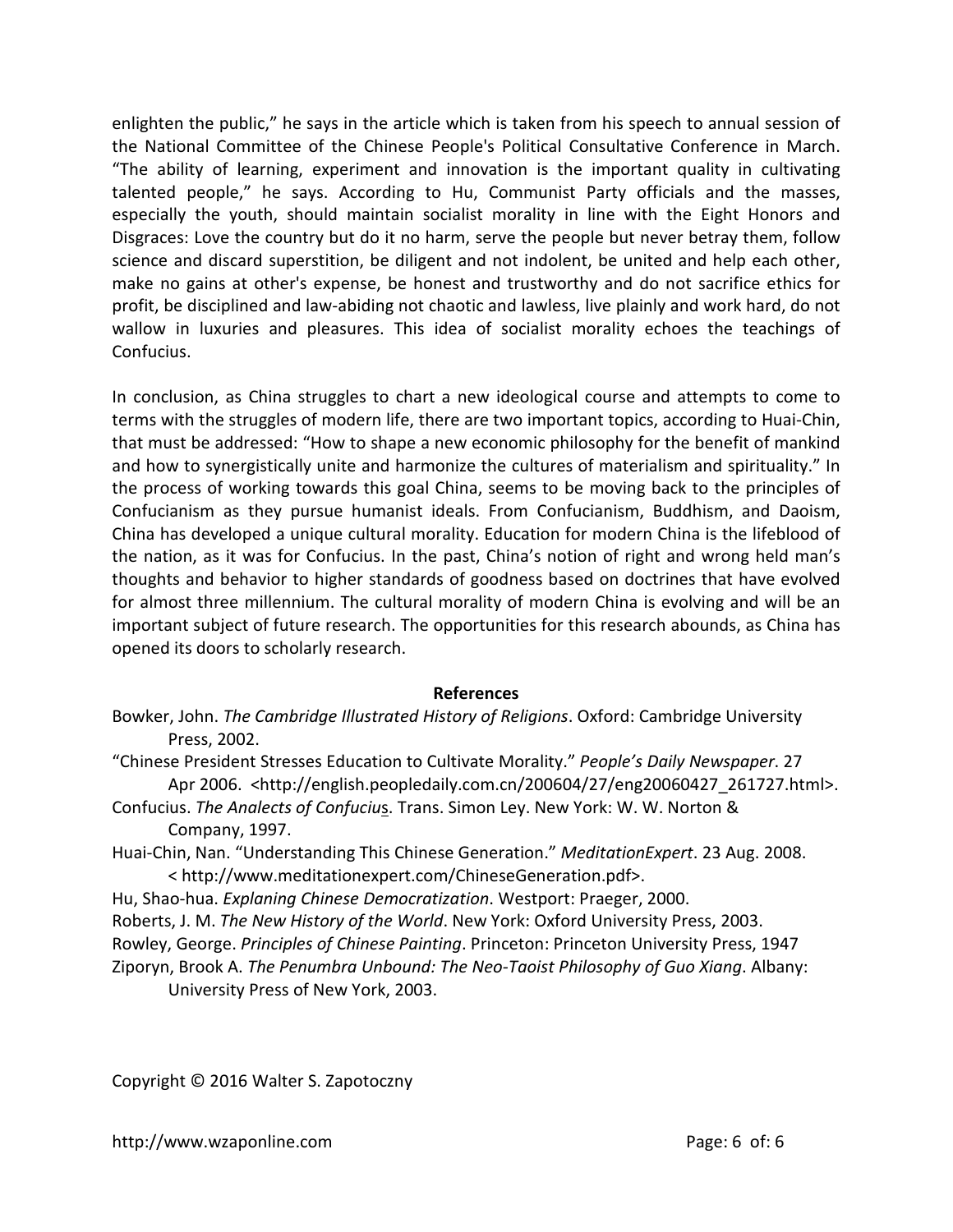enlighten the public," he says in the article which is taken from his speech to annual session of the National Committee of the Chinese People's Political Consultative Conference in March. "The ability of learning, experiment and innovation is the important quality in cultivating talented people," he says. According to Hu, Communist Party officials and the masses, especially the youth, should maintain socialist morality in line with the Eight Honors and Disgraces: Love the country but do it no harm, serve the people but never betray them, follow science and discard superstition, be diligent and not indolent, be united and help each other, make no gains at other's expense, be honest and trustworthy and do not sacrifice ethics for profit, be disciplined and law-abiding not chaotic and lawless, live plainly and work hard, do not wallow in luxuries and pleasures. This idea of socialist morality echoes the teachings of Confucius.

In conclusion, as China struggles to chart a new ideological course and attempts to come to terms with the struggles of modern life, there are two important topics, according to Huai-Chin, that must be addressed: "How to shape a new economic philosophy for the benefit of mankind and how to synergistically unite and harmonize the cultures of materialism and spirituality." In the process of working towards this goal China, seems to be moving back to the principles of Confucianism as they pursue humanist ideals. From Confucianism, Buddhism, and Daoism, China has developed a unique cultural morality. Education for modern China is the lifeblood of the nation, as it was for Confucius. In the past, China's notion of right and wrong held man's thoughts and behavior to higher standards of goodness based on doctrines that have evolved for almost three millennium. The cultural morality of modern China is evolving and will be an important subject of future research. The opportunities for this research abounds, as China has opened its doors to scholarly research.

**References**

Bowker, John. *The Cambridge Illustrated History of Religions*. Oxford: Cambridge University Press, 2002.

"Chinese President Stresses Education to Cultivate Morality." *People's Daily Newspaper*. 27 Apr 2006. <http://english.peopledaily.com.cn/200604/27/eng20060427_261727.html>.

Confucius. *The Analects of Confucius*. Trans. Simon Ley. New York: W. W. Norton & Company, 1997.

Huai-Chin, Nan. "Understanding This Chinese Generation." *MeditationExpert*. 23 Aug. 2008. < http://www.meditationexpert.com/ChineseGeneration.pdf>.

Hu, Shao-hua. *Explaning Chinese Democratization*. Westport: Praeger, 2000.

Roberts, J. M. *The New History of the World*. New York: Oxford University Press, 2003.

Rowley, George. *Principles of Chinese Painting*. Princeton: Princeton University Press, 1947

Ziporyn, Brook A. *The Penumbra Unbound: The Neo-Taoist Philosophy of Guo Xiang*. Albany: University Press of New York, 2003.

Copyright © 2016 Walter S. Zapotoczny